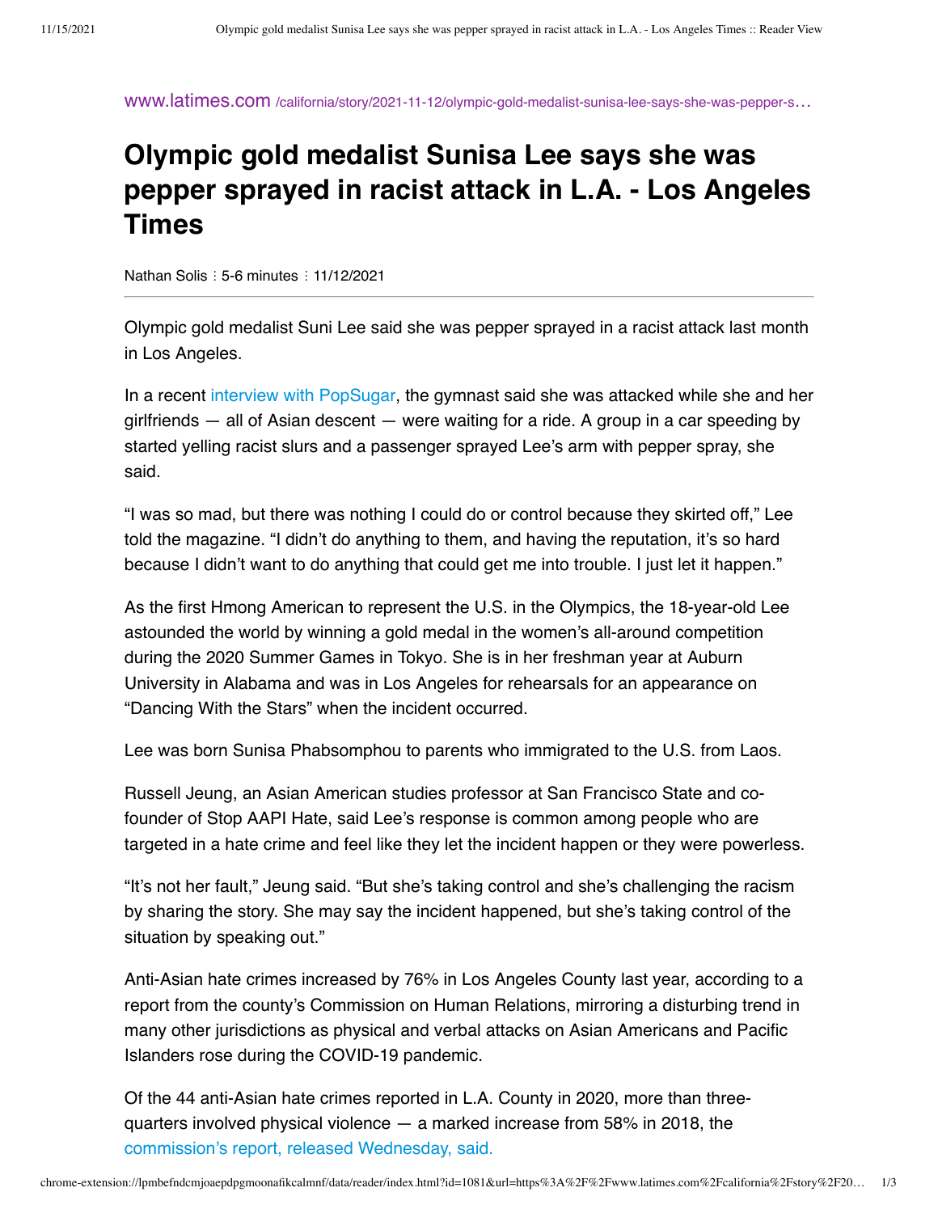www.latimes.com /california/story/2021-11-12/olympic-gold-medalist-sunisa-lee-says-she-was-pepper-s…

# Olympic gold medalist Sunisa Lee says she was pepper sprayed in racist attack in L.A. - Los Angeles Times

Nathan Solis ⁝ 5-6 minutes ⁝ 11/12/2021

---

Olympic gold medalist Suni Lee said she was pepper sprayed in a racist attack last month in Los Angeles.

In a recent interview with PopSugar, the gymnast said she was attacked while she and her girlfriends — all of Asian descent — were waiting for a ride. A group in a car speeding by started yelling racist slurs and a passenger sprayed Lee's arm with pepper spray, she said.

"I was so mad, but there was nothing I could do or control because they skirted off," Lee told the magazine. "I didn't do anything to them, and having the reputation, it's so hard because I didn't want to do anything that could get me into trouble. I just let it happen."

As the first Hmong American to represent the U.S. in the Olympics, the 18-year-old Lee astounded the world by winning a gold medal in the women's all-around competition during the 2020 Summer Games in Tokyo. She is in her freshman year at Auburn University in Alabama and was in Los Angeles for rehearsals for an appearance on "Dancing With the Stars" when the incident occurred.

Lee was born Sunisa Phabsomphou to parents who immigrated to the U.S. from Laos.

Russell Jeung, an Asian American studies professor at San Francisco State and co-founder of Stop AAPI Hate, said Lee's response is common among people who are targeted in a hate crime and feel like they let the incident happen or they were powerless.

"It's not her fault," Jeung said. "But she's taking control and she's challenging the racism by sharing the story. She may say the incident happened, but she's taking control of the situation by speaking out."

Anti-Asian hate crimes increased by 76% in Los Angeles County last year, according to a report from the county's Commission on Human Relations, mirroring a disturbing trend in many other jurisdictions as physical and verbal attacks on Asian Americans and Pacific Islanders rose during the COVID-19 pandemic.

Of the 44 anti-Asian hate crimes reported in L.A. County in 2020, more than three-quarters involved physical violence — a marked increase from 58% in 2018, the commission's report, released Wednesday, said.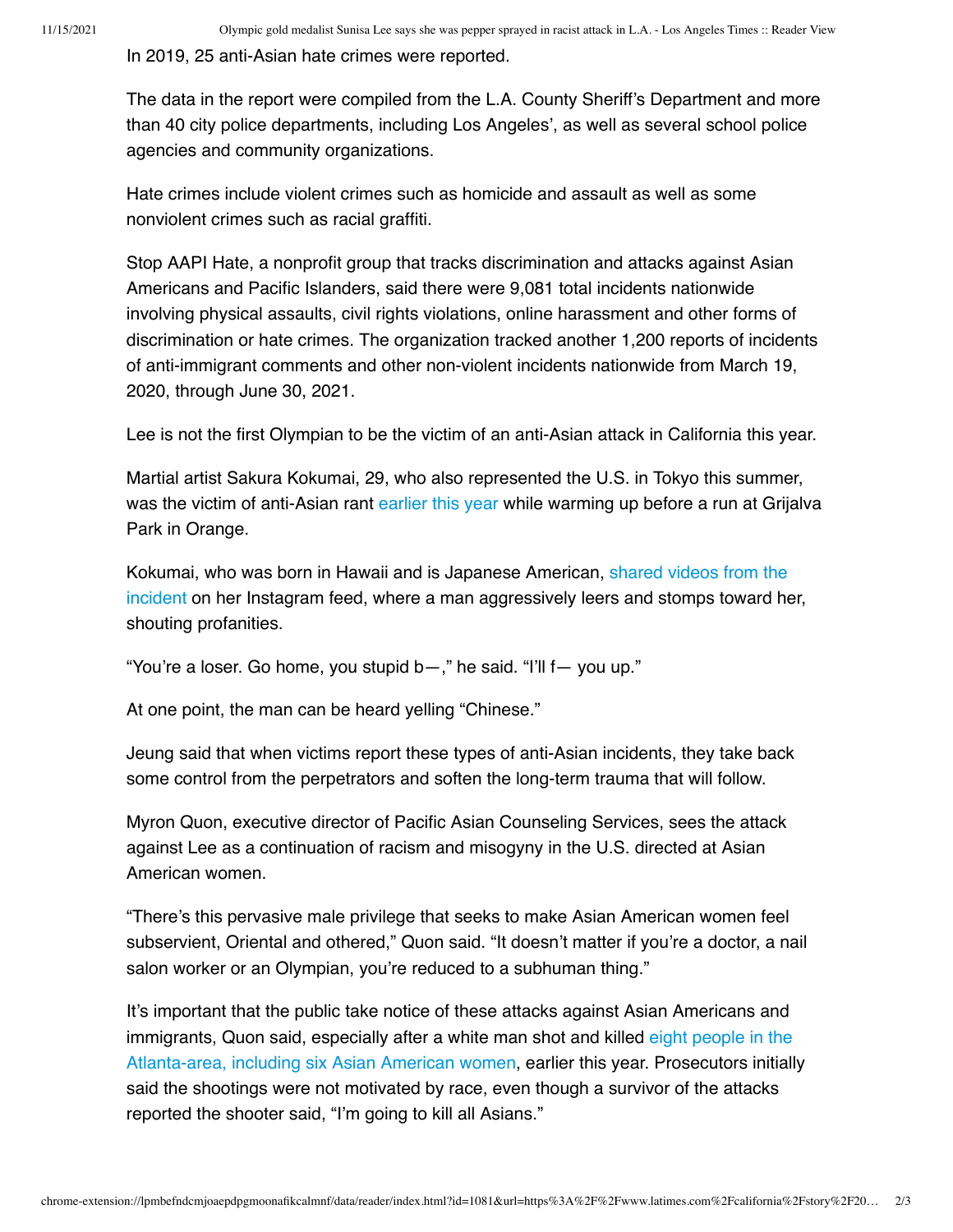In 2019, 25 anti-Asian hate crimes were reported.

The data in the report were compiled from the L.A. County Sheriff's Department and more than 40 city police departments, including Los Angeles', as well as several school police agencies and community organizations.

Hate crimes include violent crimes such as homicide and assault as well as some nonviolent crimes such as racial graffiti.

Stop AAPI Hate, a nonprofit group that tracks discrimination and attacks against Asian Americans and Pacific Islanders, said there were 9,081 total incidents nationwide involving physical assaults, civil rights violations, online harassment and other forms of discrimination or hate crimes. The organization tracked another 1,200 reports of incidents of anti-immigrant comments and other non-violent incidents nationwide from March 19, 2020, through June 30, 2021.

Lee is not the first Olympian to be the victim of an anti-Asian attack in California this year.

Martial artist Sakura Kokumai, 29, who also represented the U.S. in Tokyo this summer, was the victim of anti-Asian rant earlier this year while warming up before a run at Grijalva Park in Orange.

Kokumai, who was born in Hawaii and is Japanese American, shared videos from the incident on her Instagram feed, where a man aggressively leers and stomps toward her, shouting profanities.

"You're a loser. Go home, you stupid b—," he said. "I'll f— you up."

At one point, the man can be heard yelling "Chinese."

Jeung said that when victims report these types of anti-Asian incidents, they take back some control from the perpetrators and soften the long-term trauma that will follow.

Myron Quon, executive director of Pacific Asian Counseling Services, sees the attack against Lee as a continuation of racism and misogyny in the U.S. directed at Asian American women.

"There's this pervasive male privilege that seeks to make Asian American women feel subservient, Oriental and othered," Quon said. "It doesn't matter if you're a doctor, a nail salon worker or an Olympian, you're reduced to a subhuman thing."

It's important that the public take notice of these attacks against Asian Americans and immigrants, Quon said, especially after a white man shot and killed eight people in the Atlanta-area, including six Asian American women, earlier this year. Prosecutors initially said the shootings were not motivated by race, even though a survivor of the attacks reported the shooter said, "I'm going to kill all Asians."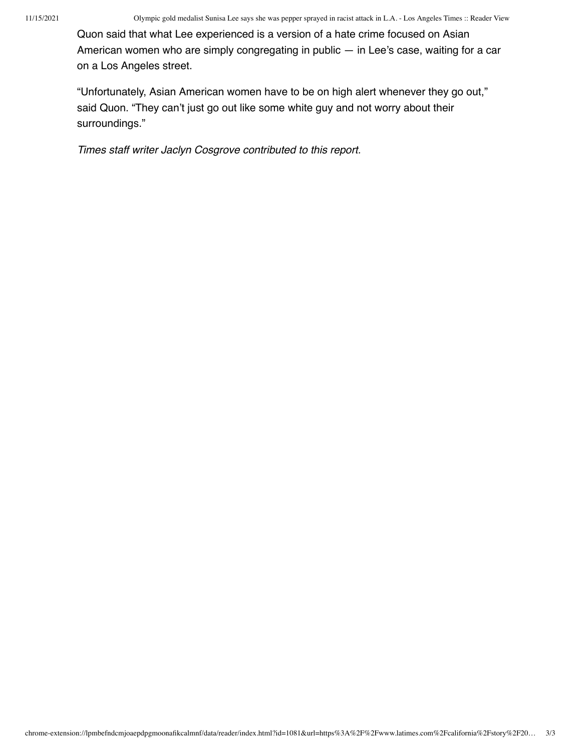Quon said that what Lee experienced is a version of a hate crime focused on Asian American women who are simply congregating in public — in Lee's case, waiting for a car on a Los Angeles street.

"Unfortunately, Asian American women have to be on high alert whenever they go out," said Quon. "They can't just go out like some white guy and not worry about their surroundings."

*Times staff writer Jaclyn Cosgrove contributed to this report.*